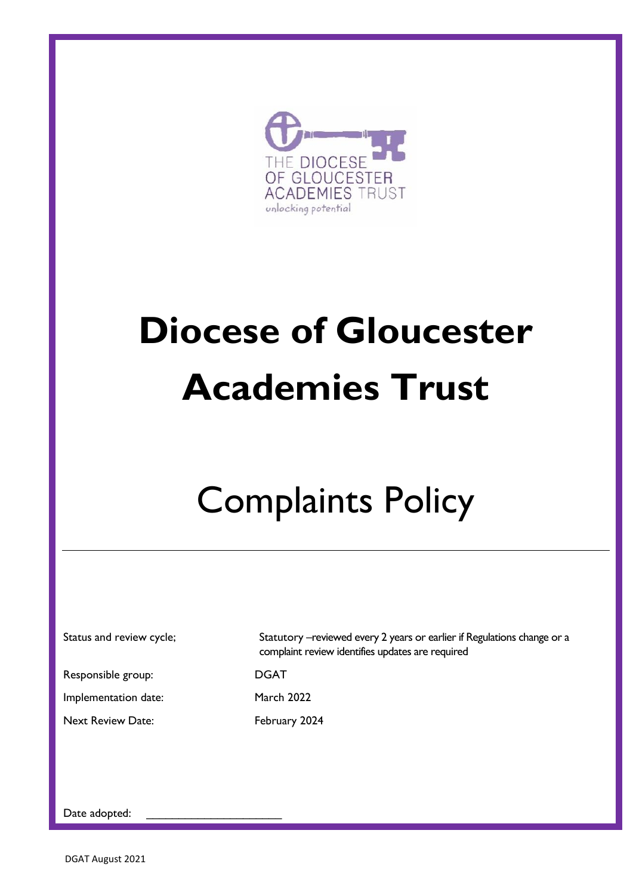# Diocese of Gloucester Academies Trust

# Complaints Policy

| | |
|---|---|
| Status and review cycle; | Statutory –reviewed every 2 years or earlier if Regulations change or a complaint review identifies updates are required |
| Responsible group: | DGAT |
| Implementation date: | March 2022 |
| Next Review Date: | February 2024 |

Date adopted: ______________________

DGAT August 2021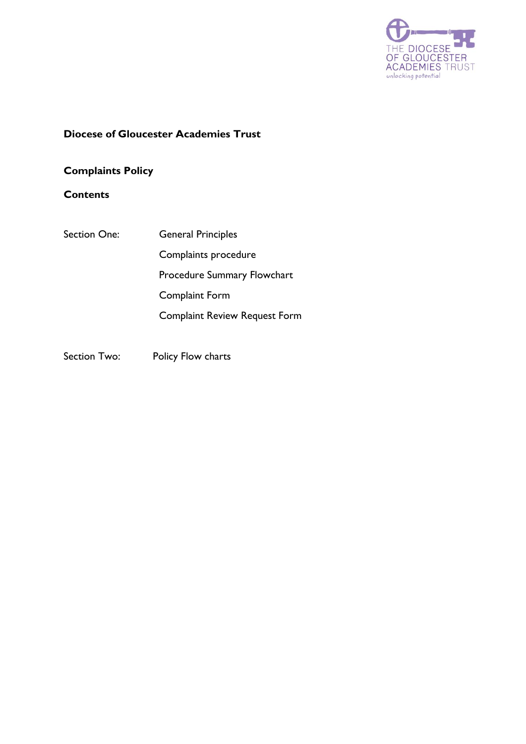# Diocese of Gloucester Academies Trust

## Complaints Policy

### Contents

| | |
|---|---|
| Section One: | General Principles |
| | Complaints procedure |
| | Procedure Summary Flowchart |
| | Complaint Form |
| | Complaint Review Request Form |
| Section Two: | Policy Flow charts |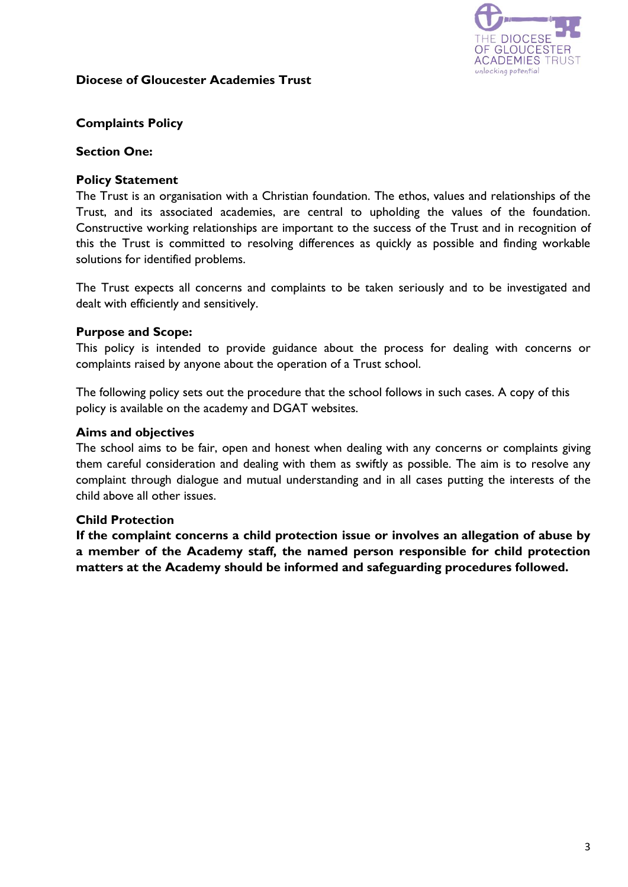**Diocese of Gloucester Academies Trust**

# Complaints Policy

## Section One:

### Policy Statement

The Trust is an organisation with a Christian foundation. The ethos, values and relationships of the Trust, and its associated academies, are central to upholding the values of the foundation. Constructive working relationships are important to the success of the Trust and in recognition of this the Trust is committed to resolving differences as quickly as possible and finding workable solutions for identified problems.

The Trust expects all concerns and complaints to be taken seriously and to be investigated and dealt with efficiently and sensitively.

### Purpose and Scope:

This policy is intended to provide guidance about the process for dealing with concerns or complaints raised by anyone about the operation of a Trust school.

The following policy sets out the procedure that the school follows in such cases. A copy of this policy is available on the academy and DGAT websites.

### Aims and objectives

The school aims to be fair, open and honest when dealing with any concerns or complaints giving them careful consideration and dealing with them as swiftly as possible. The aim is to resolve any complaint through dialogue and mutual understanding and in all cases putting the interests of the child above all other issues.

### Child Protection

**If the complaint concerns a child protection issue or involves an allegation of abuse by a member of the Academy staff, the named person responsible for child protection matters at the Academy should be informed and safeguarding procedures followed.**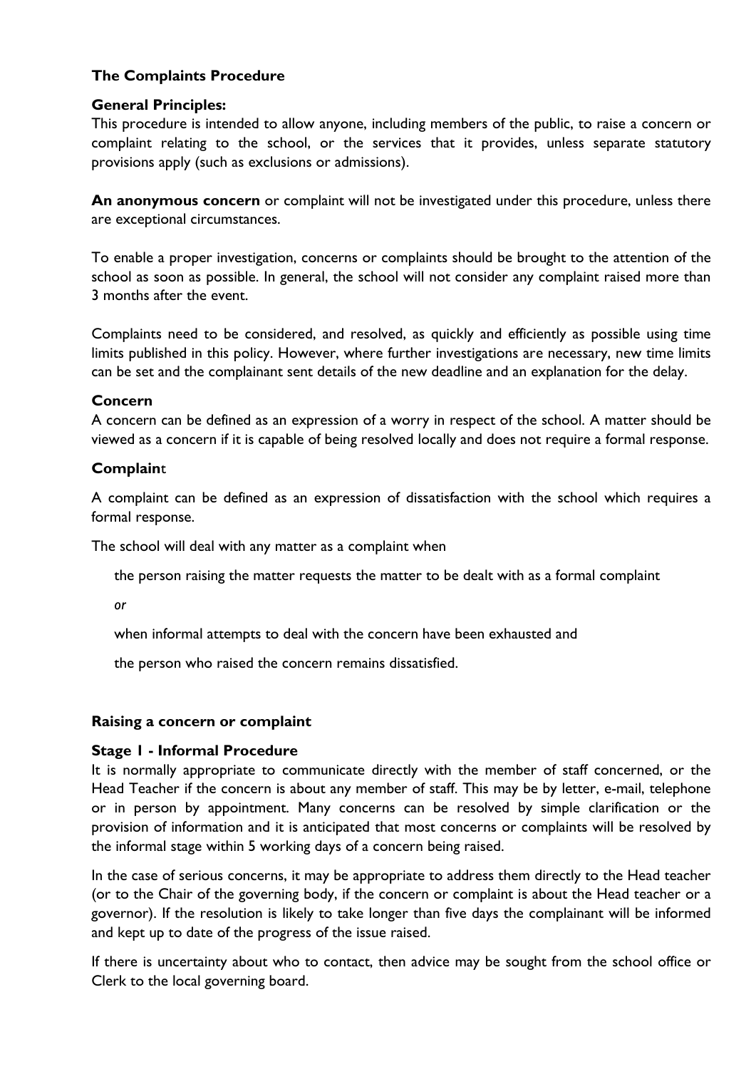## The Complaints Procedure

### General Principles:

This procedure is intended to allow anyone, including members of the public, to raise a concern or complaint relating to the school, or the services that it provides, unless separate statutory provisions apply (such as exclusions or admissions).

**An anonymous concern** or complaint will not be investigated under this procedure, unless there are exceptional circumstances.

To enable a proper investigation, concerns or complaints should be brought to the attention of the school as soon as possible. In general, the school will not consider any complaint raised more than 3 months after the event.

Complaints need to be considered, and resolved, as quickly and efficiently as possible using time limits published in this policy. However, where further investigations are necessary, new time limits can be set and the complainant sent details of the new deadline and an explanation for the delay.

### Concern

A concern can be defined as an expression of a worry in respect of the school. A matter should be viewed as a concern if it is capable of being resolved locally and does not require a formal response.

### Complaint

A complaint can be defined as an expression of dissatisfaction with the school which requires a formal response.

The school will deal with any matter as a complaint when

the person raising the matter requests the matter to be dealt with as a formal complaint

*or*

when informal attempts to deal with the concern have been exhausted and

the person who raised the concern remains dissatisfied.

### Raising a concern or complaint

### Stage 1 - Informal Procedure

It is normally appropriate to communicate directly with the member of staff concerned, or the Head Teacher if the concern is about any member of staff. This may be by letter, e-mail, telephone or in person by appointment. Many concerns can be resolved by simple clarification or the provision of information and it is anticipated that most concerns or complaints will be resolved by the informal stage within 5 working days of a concern being raised.

In the case of serious concerns, it may be appropriate to address them directly to the Head teacher (or to the Chair of the governing body, if the concern or complaint is about the Head teacher or a governor). If the resolution is likely to take longer than five days the complainant will be informed and kept up to date of the progress of the issue raised.

If there is uncertainty about who to contact, then advice may be sought from the school office or Clerk to the local governing board.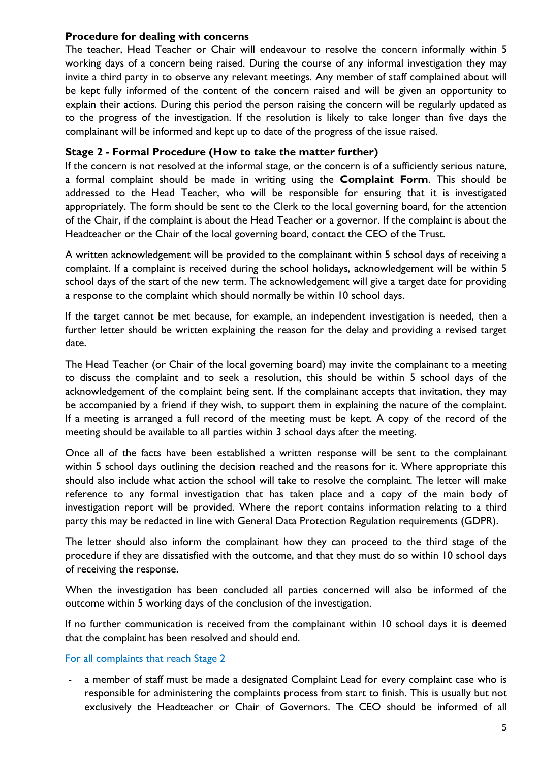**Procedure for dealing with concerns**

The teacher, Head Teacher or Chair will endeavour to resolve the concern informally within 5 working days of a concern being raised. During the course of any informal investigation they may invite a third party in to observe any relevant meetings. Any member of staff complained about will be kept fully informed of the content of the concern raised and will be given an opportunity to explain their actions. During this period the person raising the concern will be regularly updated as to the progress of the investigation. If the resolution is likely to take longer than five days the complainant will be informed and kept up to date of the progress of the issue raised.

**Stage 2 - Formal Procedure (How to take the matter further)**

If the concern is not resolved at the informal stage, or the concern is of a sufficiently serious nature, a formal complaint should be made in writing using the **Complaint Form**. This should be addressed to the Head Teacher, who will be responsible for ensuring that it is investigated appropriately. The form should be sent to the Clerk to the local governing board, for the attention of the Chair, if the complaint is about the Head Teacher or a governor. If the complaint is about the Headteacher or the Chair of the local governing board, contact the CEO of the Trust.

A written acknowledgement will be provided to the complainant within 5 school days of receiving a complaint. If a complaint is received during the school holidays, acknowledgement will be within 5 school days of the start of the new term. The acknowledgement will give a target date for providing a response to the complaint which should normally be within 10 school days.

If the target cannot be met because, for example, an independent investigation is needed, then a further letter should be written explaining the reason for the delay and providing a revised target date.

The Head Teacher (or Chair of the local governing board) may invite the complainant to a meeting to discuss the complaint and to seek a resolution, this should be within 5 school days of the acknowledgement of the complaint being sent. If the complainant accepts that invitation, they may be accompanied by a friend if they wish, to support them in explaining the nature of the complaint. If a meeting is arranged a full record of the meeting must be kept. A copy of the record of the meeting should be available to all parties within 3 school days after the meeting.

Once all of the facts have been established a written response will be sent to the complainant within 5 school days outlining the decision reached and the reasons for it. Where appropriate this should also include what action the school will take to resolve the complaint. The letter will make reference to any formal investigation that has taken place and a copy of the main body of investigation report will be provided. Where the report contains information relating to a third party this may be redacted in line with General Data Protection Regulation requirements (GDPR).

The letter should also inform the complainant how they can proceed to the third stage of the procedure if they are dissatisfied with the outcome, and that they must do so within 10 school days of receiving the response.

When the investigation has been concluded all parties concerned will also be informed of the outcome within 5 working days of the conclusion of the investigation.

If no further communication is received from the complainant within 10 school days it is deemed that the complaint has been resolved and should end.

For all complaints that reach Stage 2

- a member of staff must be made a designated Complaint Lead for every complaint case who is responsible for administering the complaints process from start to finish. This is usually but not exclusively the Headteacher or Chair of Governors. The CEO should be informed of all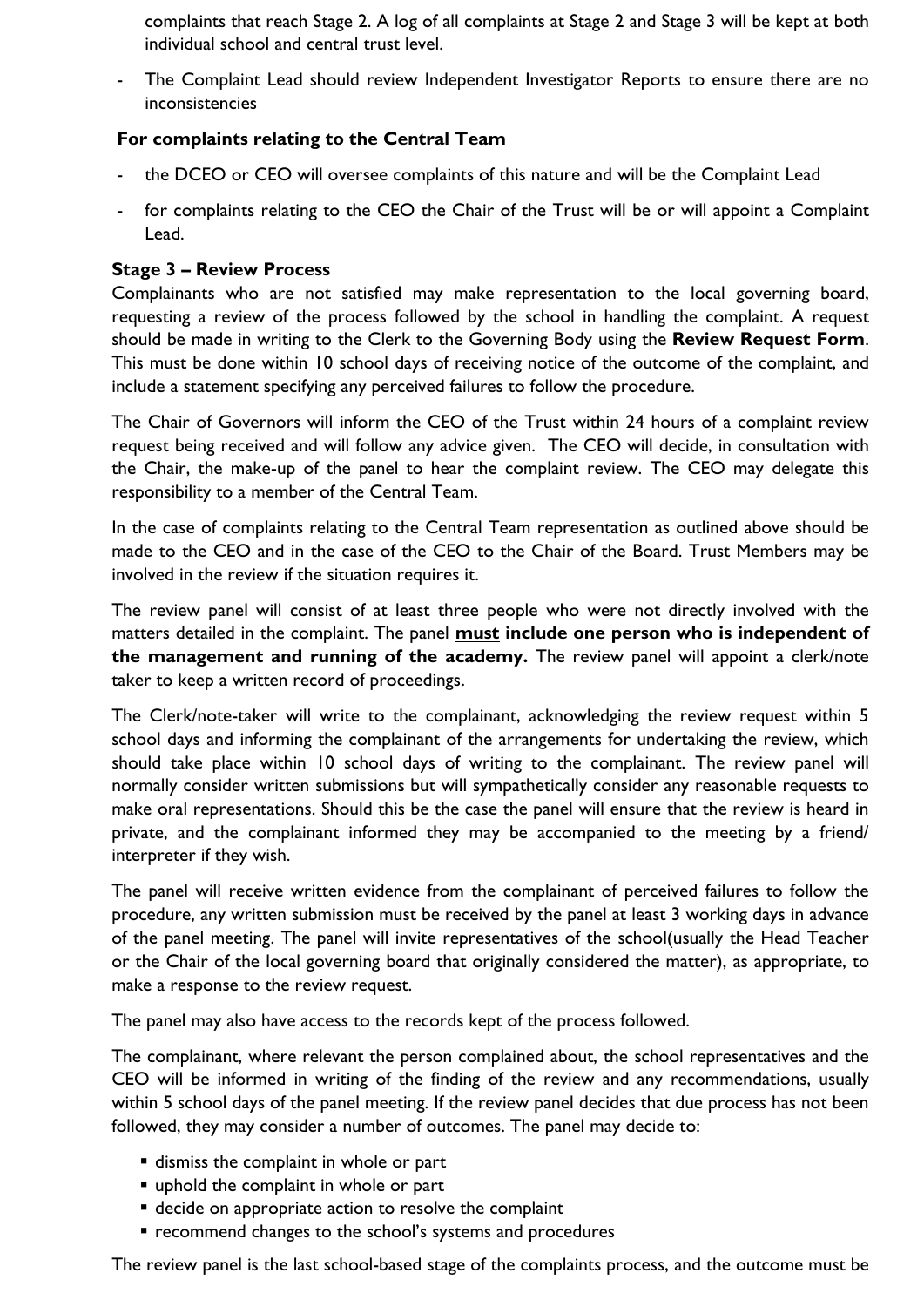complaints that reach Stage 2. A log of all complaints at Stage 2 and Stage 3 will be kept at both individual school and central trust level.

- The Complaint Lead should review Independent Investigator Reports to ensure there are no inconsistencies

**For complaints relating to the Central Team**

- the DCEO or CEO will oversee complaints of this nature and will be the Complaint Lead
- for complaints relating to the CEO the Chair of the Trust will be or will appoint a Complaint Lead.

**Stage 3 – Review Process**

Complainants who are not satisfied may make representation to the local governing board, requesting a review of the process followed by the school in handling the complaint. A request should be made in writing to the Clerk to the Governing Body using the **Review Request Form**. This must be done within 10 school days of receiving notice of the outcome of the complaint, and include a statement specifying any perceived failures to follow the procedure.

The Chair of Governors will inform the CEO of the Trust within 24 hours of a complaint review request being received and will follow any advice given. The CEO will decide, in consultation with the Chair, the make-up of the panel to hear the complaint review. The CEO may delegate this responsibility to a member of the Central Team.

In the case of complaints relating to the Central Team representation as outlined above should be made to the CEO and in the case of the CEO to the Chair of the Board. Trust Members may be involved in the review if the situation requires it.

The review panel will consist of at least three people who were not directly involved with the matters detailed in the complaint. The panel **<u>must</u> include one person who is independent of the management and running of the academy.** The review panel will appoint a clerk/note taker to keep a written record of proceedings.

The Clerk/note-taker will write to the complainant, acknowledging the review request within 5 school days and informing the complainant of the arrangements for undertaking the review, which should take place within 10 school days of writing to the complainant. The review panel will normally consider written submissions but will sympathetically consider any reasonable requests to make oral representations. Should this be the case the panel will ensure that the review is heard in private, and the complainant informed they may be accompanied to the meeting by a friend/ interpreter if they wish.

The panel will receive written evidence from the complainant of perceived failures to follow the procedure, any written submission must be received by the panel at least 3 working days in advance of the panel meeting. The panel will invite representatives of the school(usually the Head Teacher or the Chair of the local governing board that originally considered the matter), as appropriate, to make a response to the review request.

The panel may also have access to the records kept of the process followed.

The complainant, where relevant the person complained about, the school representatives and the CEO will be informed in writing of the finding of the review and any recommendations, usually within 5 school days of the panel meeting. If the review panel decides that due process has not been followed, they may consider a number of outcomes. The panel may decide to:

- dismiss the complaint in whole or part
- uphold the complaint in whole or part
- decide on appropriate action to resolve the complaint
- recommend changes to the school's systems and procedures

The review panel is the last school-based stage of the complaints process, and the outcome must be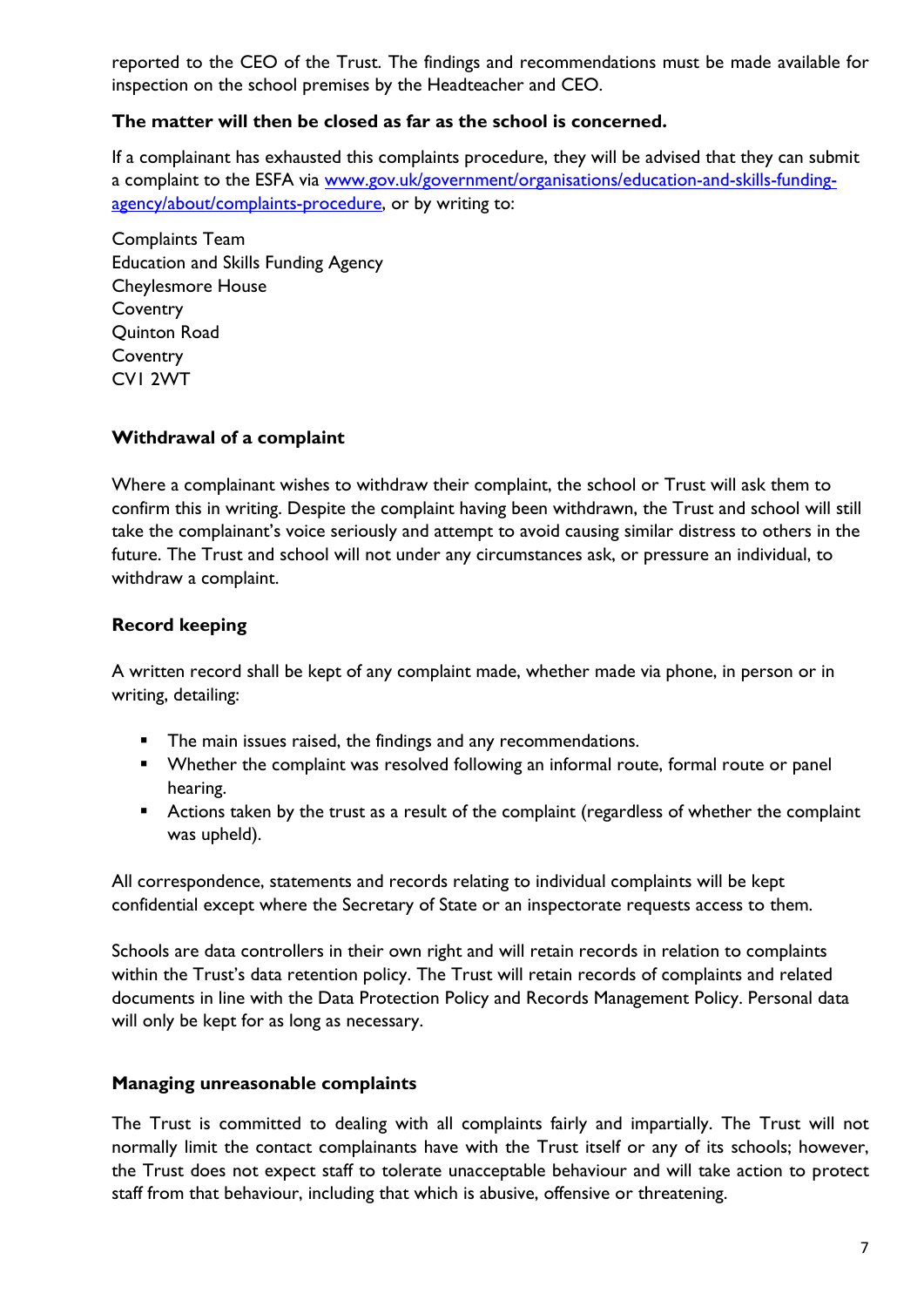reported to the CEO of the Trust. The findings and recommendations must be made available for inspection on the school premises by the Headteacher and CEO.

**The matter will then be closed as far as the school is concerned.**

If a complainant has exhausted this complaints procedure, they will be advised that they can submit a complaint to the ESFA via [www.gov.uk/government/organisations/education-and-skills-funding-agency/about/complaints-procedure](www.gov.uk/government/organisations/education-and-skills-funding-agency/about/complaints-procedure), or by writing to:

Complaints Team
Education and Skills Funding Agency
Cheylesmore House
Coventry
Quinton Road
Coventry
CV1 2WT

### Withdrawal of a complaint

Where a complainant wishes to withdraw their complaint, the school or Trust will ask them to confirm this in writing. Despite the complaint having been withdrawn, the Trust and school will still take the complainant's voice seriously and attempt to avoid causing similar distress to others in the future. The Trust and school will not under any circumstances ask, or pressure an individual, to withdraw a complaint.

### Record keeping

A written record shall be kept of any complaint made, whether made via phone, in person or in writing, detailing:

- The main issues raised, the findings and any recommendations.
- Whether the complaint was resolved following an informal route, formal route or panel hearing.
- Actions taken by the trust as a result of the complaint (regardless of whether the complaint was upheld).

All correspondence, statements and records relating to individual complaints will be kept confidential except where the Secretary of State or an inspectorate requests access to them.

Schools are data controllers in their own right and will retain records in relation to complaints within the Trust's data retention policy. The Trust will retain records of complaints and related documents in line with the Data Protection Policy and Records Management Policy. Personal data will only be kept for as long as necessary.

### Managing unreasonable complaints

The Trust is committed to dealing with all complaints fairly and impartially. The Trust will not normally limit the contact complainants have with the Trust itself or any of its schools; however, the Trust does not expect staff to tolerate unacceptable behaviour and will take action to protect staff from that behaviour, including that which is abusive, offensive or threatening.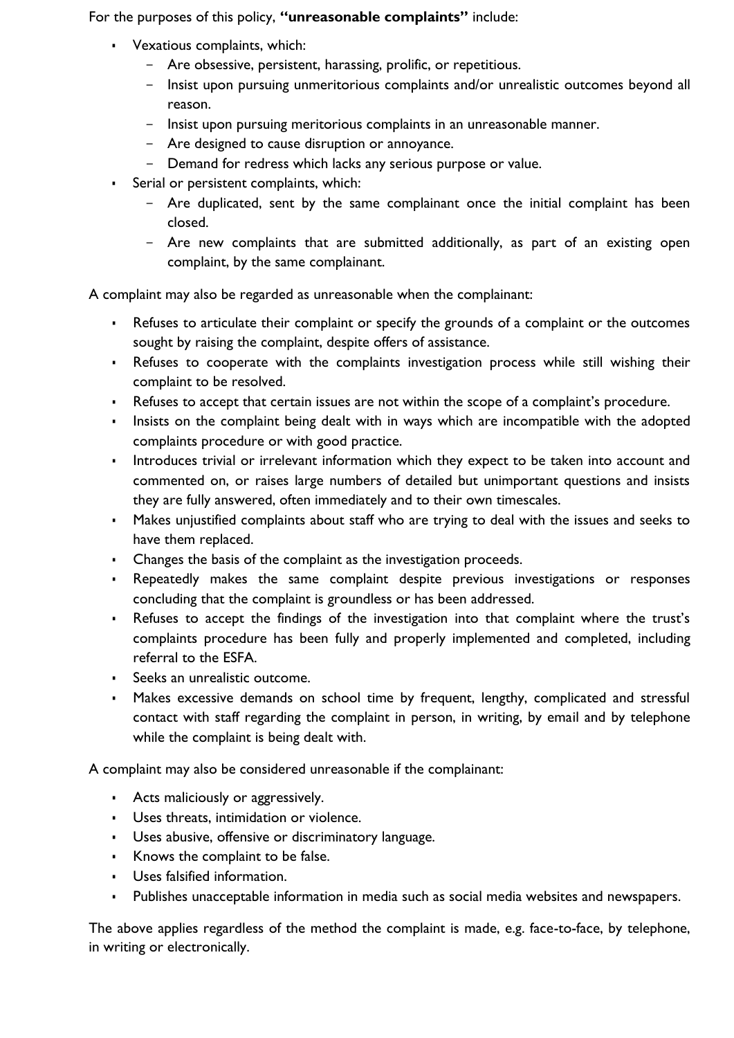For the purposes of this policy, **"unreasonable complaints"** include:

- Vexatious complaints, which:
  - Are obsessive, persistent, harassing, prolific, or repetitious.
  - Insist upon pursuing unmeritorious complaints and/or unrealistic outcomes beyond all reason.
  - Insist upon pursuing meritorious complaints in an unreasonable manner.
  - Are designed to cause disruption or annoyance.
  - Demand for redress which lacks any serious purpose or value.
- Serial or persistent complaints, which:
  - Are duplicated, sent by the same complainant once the initial complaint has been closed.
  - Are new complaints that are submitted additionally, as part of an existing open complaint, by the same complainant.

A complaint may also be regarded as unreasonable when the complainant:

- Refuses to articulate their complaint or specify the grounds of a complaint or the outcomes sought by raising the complaint, despite offers of assistance.
- Refuses to cooperate with the complaints investigation process while still wishing their complaint to be resolved.
- Refuses to accept that certain issues are not within the scope of a complaint's procedure.
- Insists on the complaint being dealt with in ways which are incompatible with the adopted complaints procedure or with good practice.
- Introduces trivial or irrelevant information which they expect to be taken into account and commented on, or raises large numbers of detailed but unimportant questions and insists they are fully answered, often immediately and to their own timescales.
- Makes unjustified complaints about staff who are trying to deal with the issues and seeks to have them replaced.
- Changes the basis of the complaint as the investigation proceeds.
- Repeatedly makes the same complaint despite previous investigations or responses concluding that the complaint is groundless or has been addressed.
- Refuses to accept the findings of the investigation into that complaint where the trust's complaints procedure has been fully and properly implemented and completed, including referral to the ESFA.
- Seeks an unrealistic outcome.
- Makes excessive demands on school time by frequent, lengthy, complicated and stressful contact with staff regarding the complaint in person, in writing, by email and by telephone while the complaint is being dealt with.

A complaint may also be considered unreasonable if the complainant:

- Acts maliciously or aggressively.
- Uses threats, intimidation or violence.
- Uses abusive, offensive or discriminatory language.
- Knows the complaint to be false.
- Uses falsified information.
- Publishes unacceptable information in media such as social media websites and newspapers.

The above applies regardless of the method the complaint is made, e.g. face-to-face, by telephone, in writing or electronically.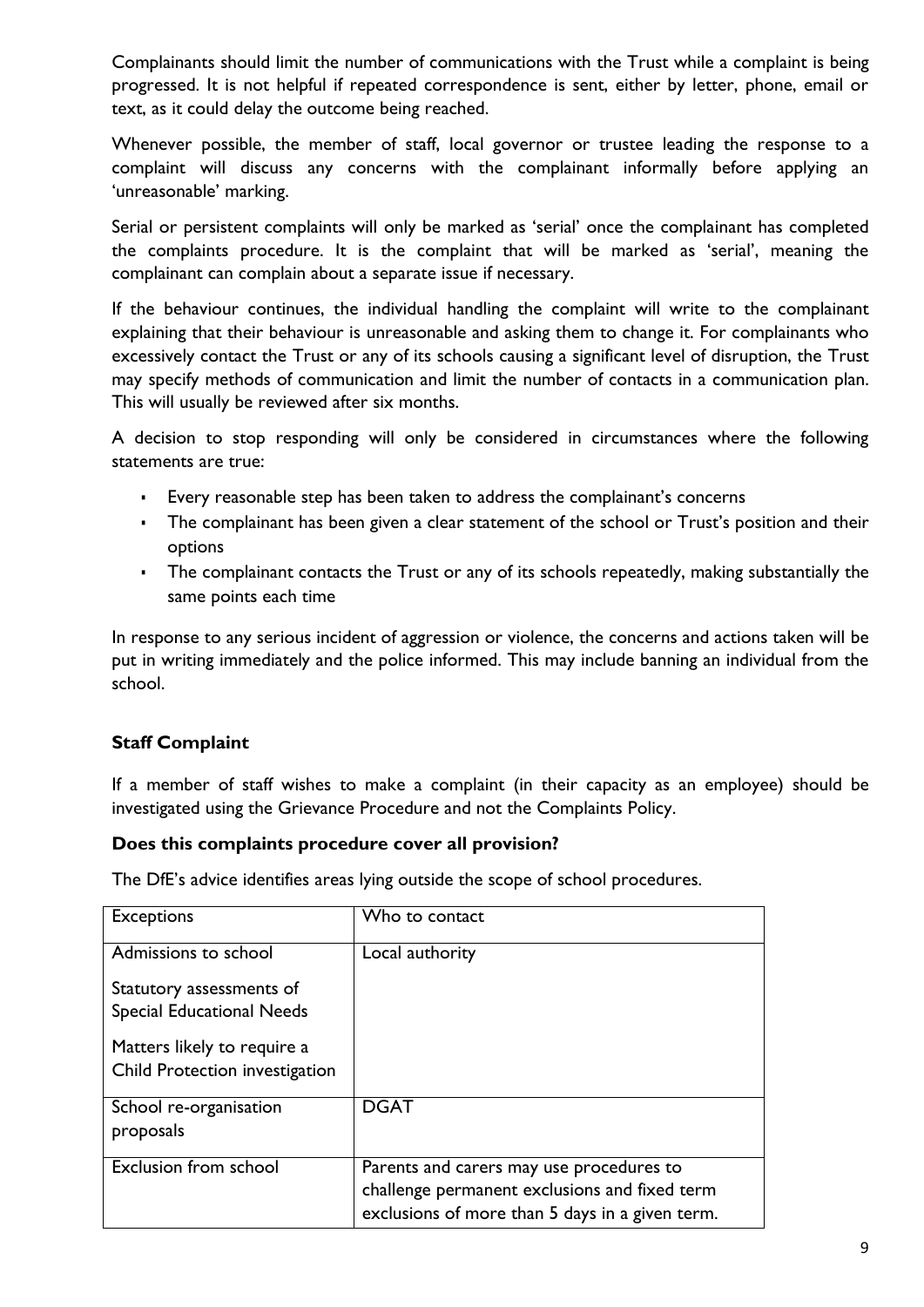Complainants should limit the number of communications with the Trust while a complaint is being progressed. It is not helpful if repeated correspondence is sent, either by letter, phone, email or text, as it could delay the outcome being reached.

Whenever possible, the member of staff, local governor or trustee leading the response to a complaint will discuss any concerns with the complainant informally before applying an 'unreasonable' marking.

Serial or persistent complaints will only be marked as 'serial' once the complainant has completed the complaints procedure. It is the complaint that will be marked as 'serial', meaning the complainant can complain about a separate issue if necessary.

If the behaviour continues, the individual handling the complaint will write to the complainant explaining that their behaviour is unreasonable and asking them to change it. For complainants who excessively contact the Trust or any of its schools causing a significant level of disruption, the Trust may specify methods of communication and limit the number of contacts in a communication plan. This will usually be reviewed after six months.

A decision to stop responding will only be considered in circumstances where the following statements are true:

- Every reasonable step has been taken to address the complainant's concerns
- The complainant has been given a clear statement of the school or Trust's position and their options
- The complainant contacts the Trust or any of its schools repeatedly, making substantially the same points each time

In response to any serious incident of aggression or violence, the concerns and actions taken will be put in writing immediately and the police informed. This may include banning an individual from the school.

**Staff Complaint**

If a member of staff wishes to make a complaint (in their capacity as an employee) should be investigated using the Grievance Procedure and not the Complaints Policy.

**Does this complaints procedure cover all provision?**

The DfE's advice identifies areas lying outside the scope of school procedures.

| Exceptions | Who to contact |
|---|---|
| Admissions to school<br><br>Statutory assessments of Special Educational Needs<br><br>Matters likely to require a Child Protection investigation | Local authority |
| School re-organisation proposals | DGAT |
| Exclusion from school | Parents and carers may use procedures to challenge permanent exclusions and fixed term exclusions of more than 5 days in a given term. |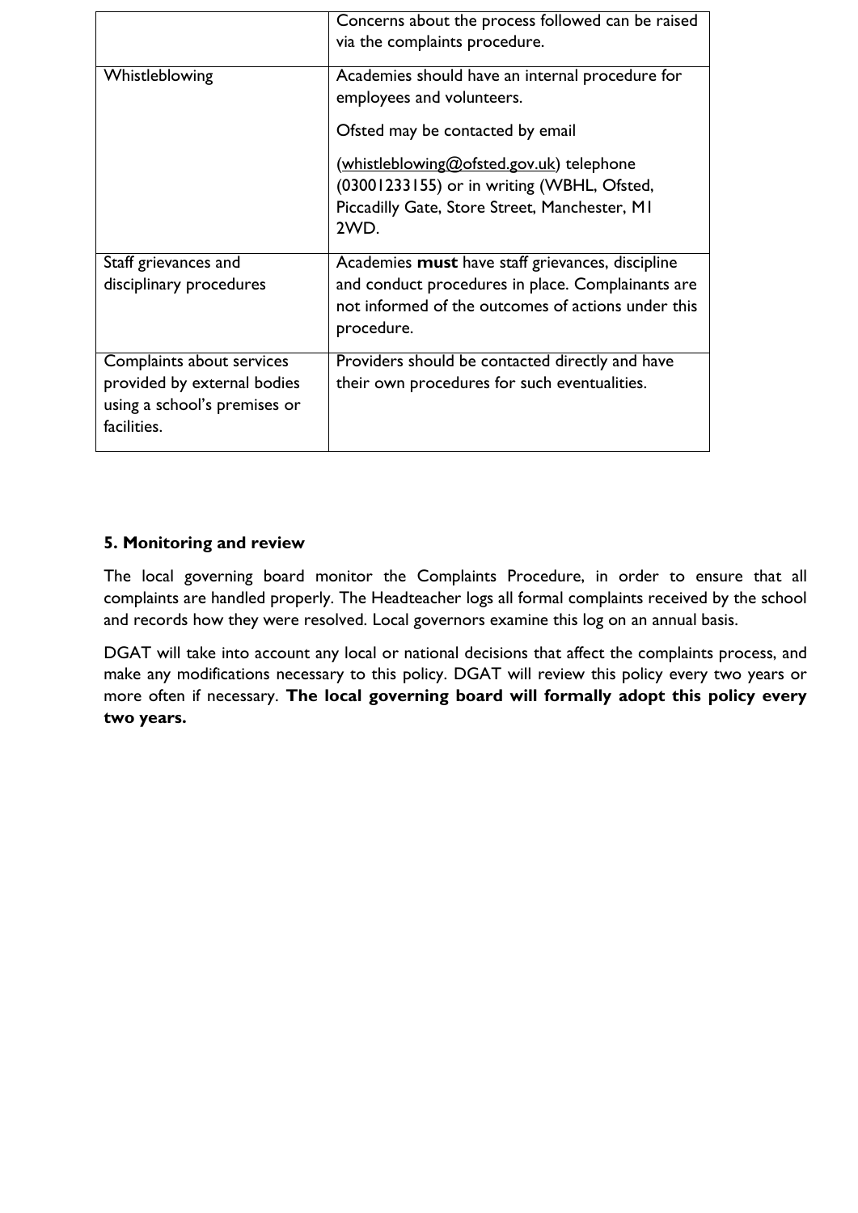| | |
|---|---|
| | Concerns about the process followed can be raised via the complaints procedure. |
| Whistleblowing | Academies should have an internal procedure for employees and volunteers.<br><br>Ofsted may be contacted by email<br><br>(whistleblowing@ofsted.gov.uk) telephone (03001233155) or in writing (WBHL, Ofsted, Piccadilly Gate, Store Street, Manchester, M1 2WD. |
| Staff grievances and disciplinary procedures | Academies **must** have staff grievances, discipline and conduct procedures in place. Complainants are not informed of the outcomes of actions under this procedure. |
| Complaints about services provided by external bodies using a school's premises or facilities. | Providers should be contacted directly and have their own procedures for such eventualities. |

**5. Monitoring and review**

The local governing board monitor the Complaints Procedure, in order to ensure that all complaints are handled properly. The Headteacher logs all formal complaints received by the school and records how they were resolved. Local governors examine this log on an annual basis.

DGAT will take into account any local or national decisions that affect the complaints process, and make any modifications necessary to this policy. DGAT will review this policy every two years or more often if necessary. **The local governing board will formally adopt this policy every two years.**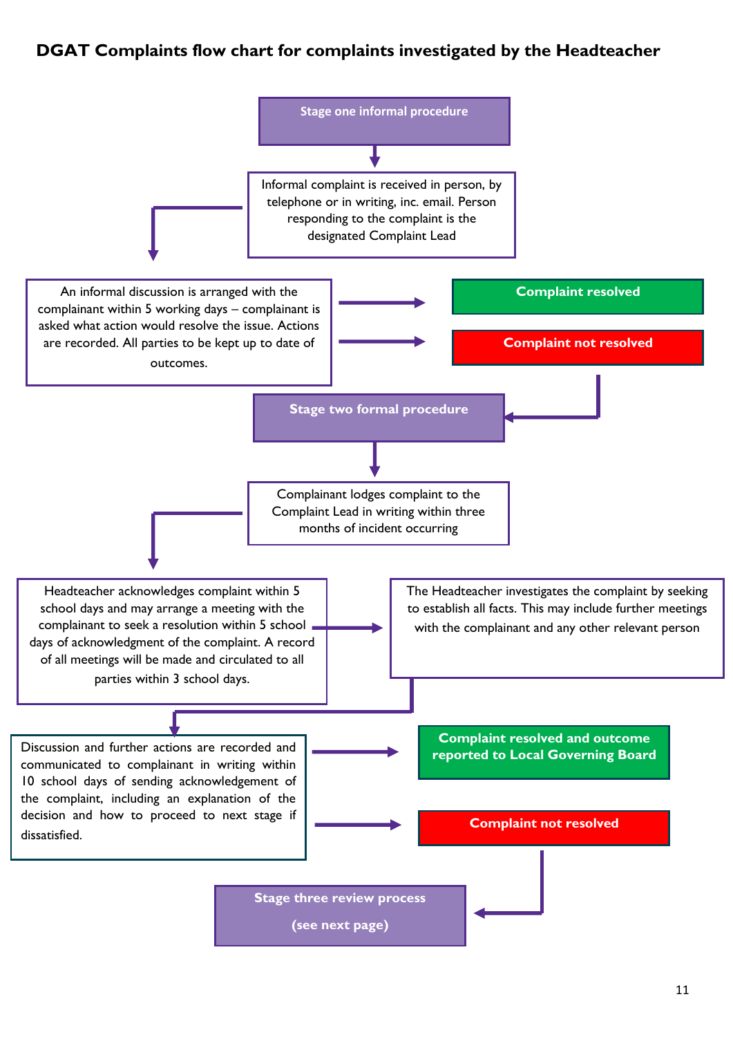# DGAT Complaints flow chart for complaints investigated by the Headteacher

**Stage one informal procedure**

Informal complaint is received in person, by telephone or in writing, inc. email. Person responding to the complaint is the designated Complaint Lead

An informal discussion is arranged with the complainant within 5 working days – complainant is asked what action would resolve the issue. Actions are recorded. All parties to be kept up to date of outcomes.

**Complaint resolved**

**Complaint not resolved**

**Stage two formal procedure**

Complainant lodges complaint to the Complaint Lead in writing within three months of incident occurring

Headteacher acknowledges complaint within 5 school days and may arrange a meeting with the complainant to seek a resolution within 5 school days of acknowledgment of the complaint. A record of all meetings will be made and circulated to all parties within 3 school days.

The Headteacher investigates the complaint by seeking to establish all facts. This may include further meetings with the complainant and any other relevant person

Discussion and further actions are recorded and communicated to complainant in writing within 10 school days of sending acknowledgement of the complaint, including an explanation of the decision and how to proceed to next stage if dissatisfied.

**Complaint resolved and outcome reported to Local Governing Board**

**Complaint not resolved**

**Stage three review process**

**(see next page)**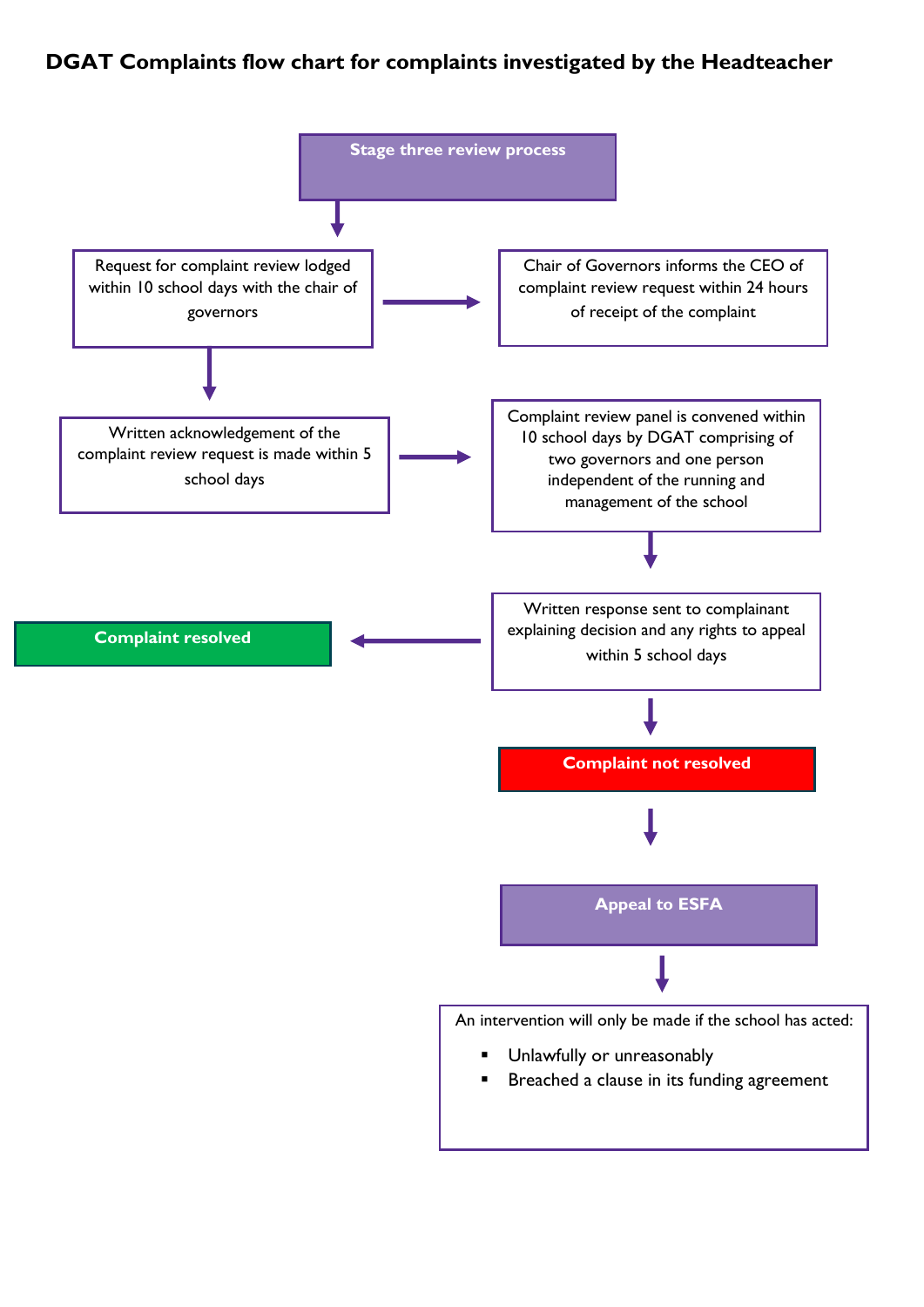**DGAT Complaints flow chart for complaints investigated by the Headteacher**

**Stage three review process**

Request for complaint review lodged within 10 school days with the chair of governors

Chair of Governors informs the CEO of complaint review request within 24 hours of receipt of the complaint

Written acknowledgement of the complaint review request is made within 5 school days

Complaint review panel is convened within 10 school days by DGAT comprising of two governors and one person independent of the running and management of the school

Written response sent to complainant explaining decision and any rights to appeal within 5 school days

**Complaint resolved**

**Complaint not resolved**

**Appeal to ESFA**

An intervention will only be made if the school has acted:

- Unlawfully or unreasonably
- Breached a clause in its funding agreement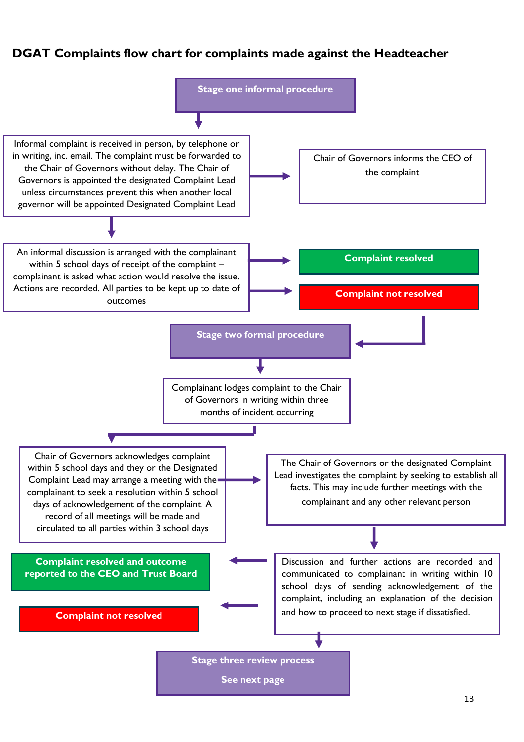## DGAT Complaints flow chart for complaints made against the Headteacher

**Stage one informal procedure**

Informal complaint is received in person, by telephone or in writing, inc. email. The complaint must be forwarded to the Chair of Governors without delay. The Chair of Governors is appointed the designated Complaint Lead unless circumstances prevent this when another local governor will be appointed Designated Complaint Lead

Chair of Governors informs the CEO of the complaint

An informal discussion is arranged with the complainant within 5 school days of receipt of the complaint – complainant is asked what action would resolve the issue. Actions are recorded. All parties to be kept up to date of outcomes

**Complaint resolved**

**Complaint not resolved**

**Stage two formal procedure**

Complainant lodges complaint to the Chair of Governors in writing within three months of incident occurring

Chair of Governors acknowledges complaint within 5 school days and they or the Designated Complaint Lead may arrange a meeting with the complainant to seek a resolution within 5 school days of acknowledgement of the complaint. A record of all meetings will be made and circulated to all parties within 3 school days

The Chair of Governors or the designated Complaint Lead investigates the complaint by seeking to establish all facts. This may include further meetings with the complainant and any other relevant person

Discussion and further actions are recorded and communicated to complainant in writing within 10 school days of sending acknowledgement of the complaint, including an explanation of the decision and how to proceed to next stage if dissatisfied.

**Complaint resolved and outcome reported to the CEO and Trust Board**

**Complaint not resolved**

**Stage three review process**

**See next page**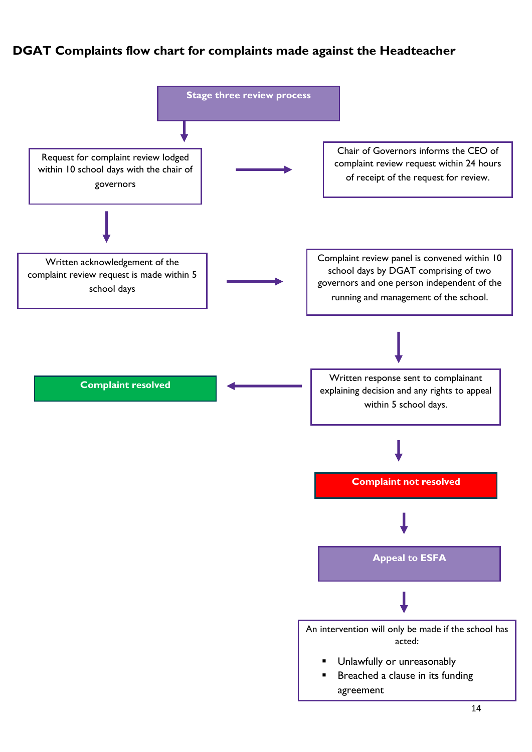## DGAT Complaints flow chart for complaints made against the Headteacher

**Stage three review process**

Request for complaint review lodged within 10 school days with the chair of governors

Chair of Governors informs the CEO of complaint review request within 24 hours of receipt of the request for review.

Written acknowledgement of the complaint review request is made within 5 school days

Complaint review panel is convened within 10 school days by DGAT comprising of two governors and one person independent of the running and management of the school.

Written response sent to complainant explaining decision and any rights to appeal within 5 school days.

**Complaint resolved**

**Complaint not resolved**

**Appeal to ESFA**

An intervention will only be made if the school has acted:

- Unlawfully or unreasonably
- Breached a clause in its funding agreement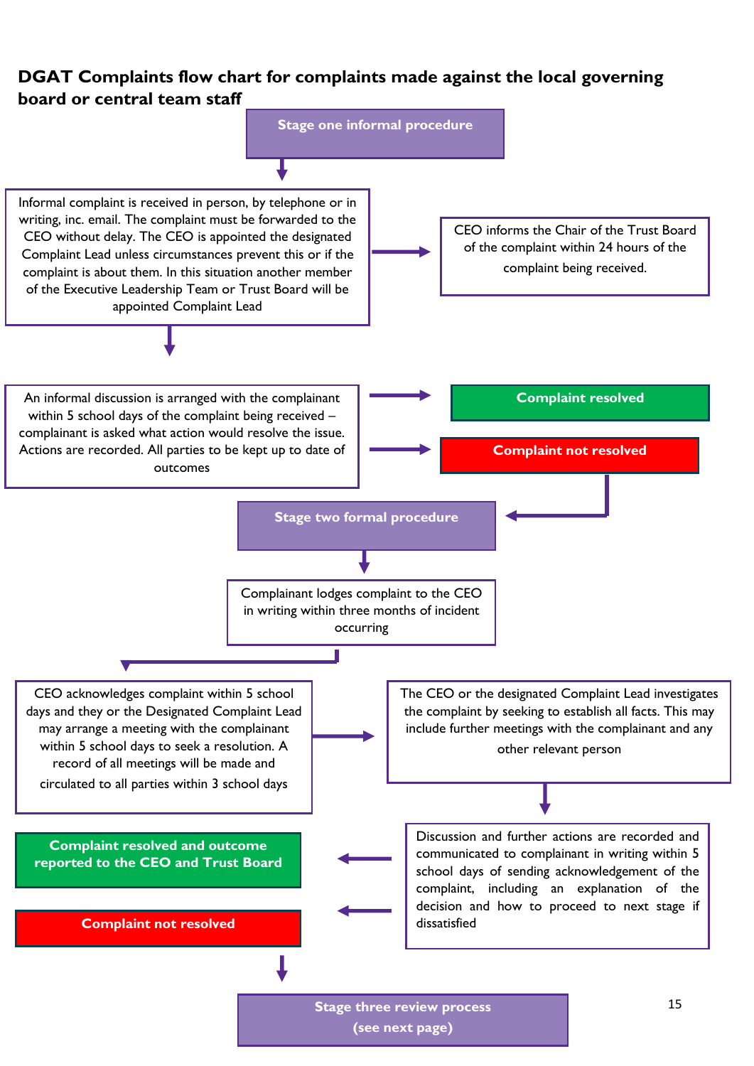# DGAT Complaints flow chart for complaints made against the local governing board or central team staff

**Stage one informal procedure**

Informal complaint is received in person, by telephone or in writing, inc. email. The complaint must be forwarded to the CEO without delay. The CEO is appointed the designated Complaint Lead unless circumstances prevent this or if the complaint is about them. In this situation another member of the Executive Leadership Team or Trust Board will be appointed Complaint Lead

CEO informs the Chair of the Trust Board of the complaint within 24 hours of the complaint being received.

An informal discussion is arranged with the complainant within 5 school days of the complaint being received – complainant is asked what action would resolve the issue. Actions are recorded. All parties to be kept up to date of outcomes

**Complaint resolved**

**Complaint not resolved**

**Stage two formal procedure**

Complainant lodges complaint to the CEO in writing within three months of incident occurring

CEO acknowledges complaint within 5 school days and they or the Designated Complaint Lead may arrange a meeting with the complainant within 5 school days to seek a resolution. A record of all meetings will be made and circulated to all parties within 3 school days

The CEO or the designated Complaint Lead investigates the complaint by seeking to establish all facts. This may include further meetings with the complainant and any other relevant person

Discussion and further actions are recorded and communicated to complainant in writing within 5 school days of sending acknowledgement of the complaint, including an explanation of the decision and how to proceed to next stage if dissatisfied

**Complaint resolved and outcome reported to the CEO and Trust Board**

**Complaint not resolved**

**Stage three review process (see next page)**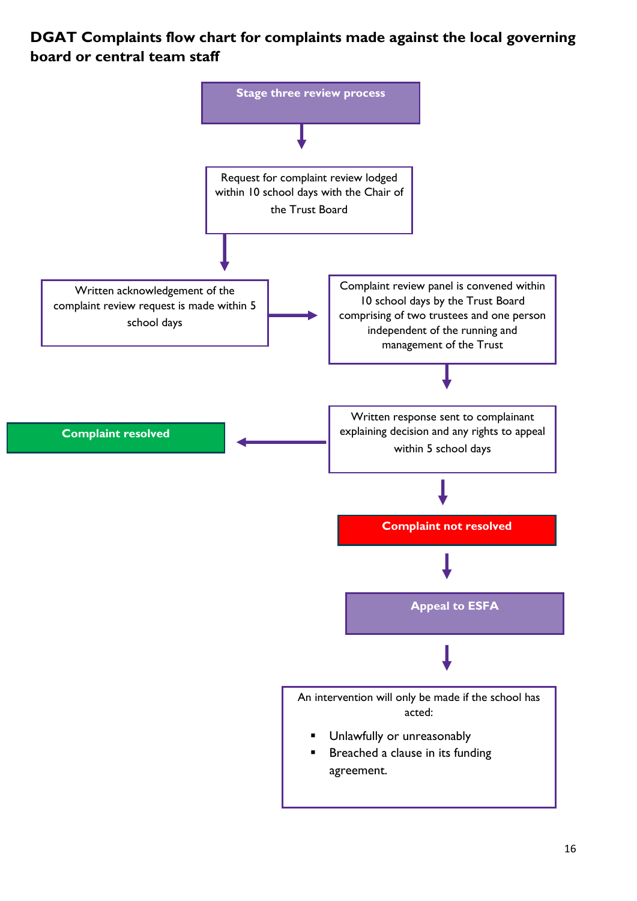## DGAT Complaints flow chart for complaints made against the local governing board or central team staff

**Stage three review process**

Request for complaint review lodged within 10 school days with the Chair of the Trust Board

Written acknowledgement of the complaint review request is made within 5 school days

Complaint review panel is convened within 10 school days by the Trust Board comprising of two trustees and one person independent of the running and management of the Trust

Written response sent to complainant explaining decision and any rights to appeal within 5 school days

**Complaint resolved**

**Complaint not resolved**

**Appeal to ESFA**

An intervention will only be made if the school has acted:

- Unlawfully or unreasonably
- Breached a clause in its funding agreement.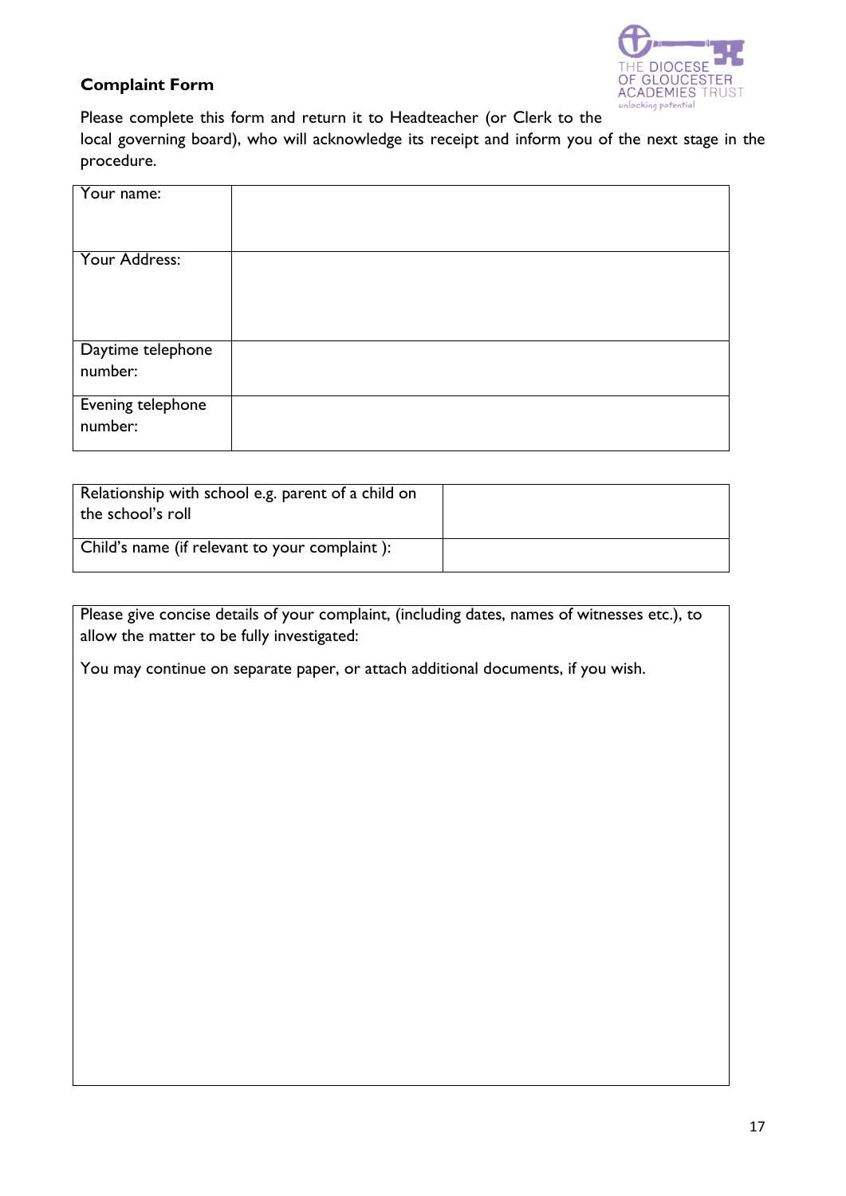**Complaint Form**

Please complete this form and return it to Headteacher (or Clerk to the local governing board), who will acknowledge its receipt and inform you of the next stage in the procedure.

| | |
|---|---|
| Your name: | |
| Your Address: | |
| Daytime telephone number: | |
| Evening telephone number: | |

| | |
|---|---|
| Relationship with school e.g. parent of a child on the school's roll | |
| Child's name (if relevant to your complaint ): | |

| |
|---|
| Please give concise details of your complaint, (including dates, names of witnesses etc.), to allow the matter to be fully investigated:<br><br>You may continue on separate paper, or attach additional documents, if you wish. |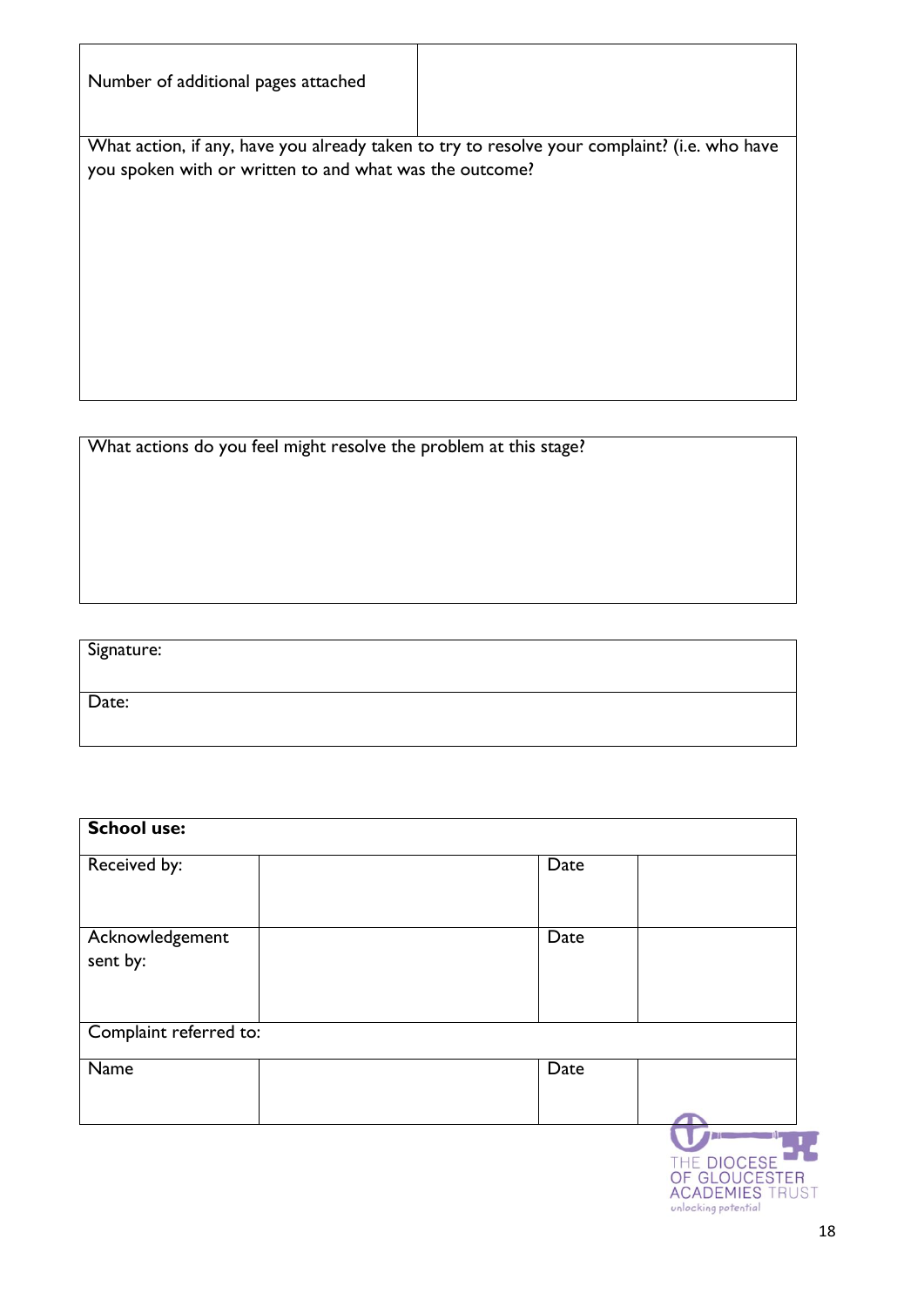| | |
|---|---|
| Number of additional pages attached | |

| |
|---|
| What action, if any, have you already taken to try to resolve your complaint? (i.e. who have you spoken with or written to and what was the outcome? |

| |
|---|
| What actions do you feel might resolve the problem at this stage? |

| |
|---|
| Signature: |
| Date: |

| | | | |
|---|---|---|---|
| **School use:** | | | |
| Received by: | | Date | |
| Acknowledgement sent by: | | Date | |
| Complaint referred to: | | | |
| Name | | Date | |

THE DIOCESE OF GLOUCESTER ACADEMIES TRUST
unlocking potential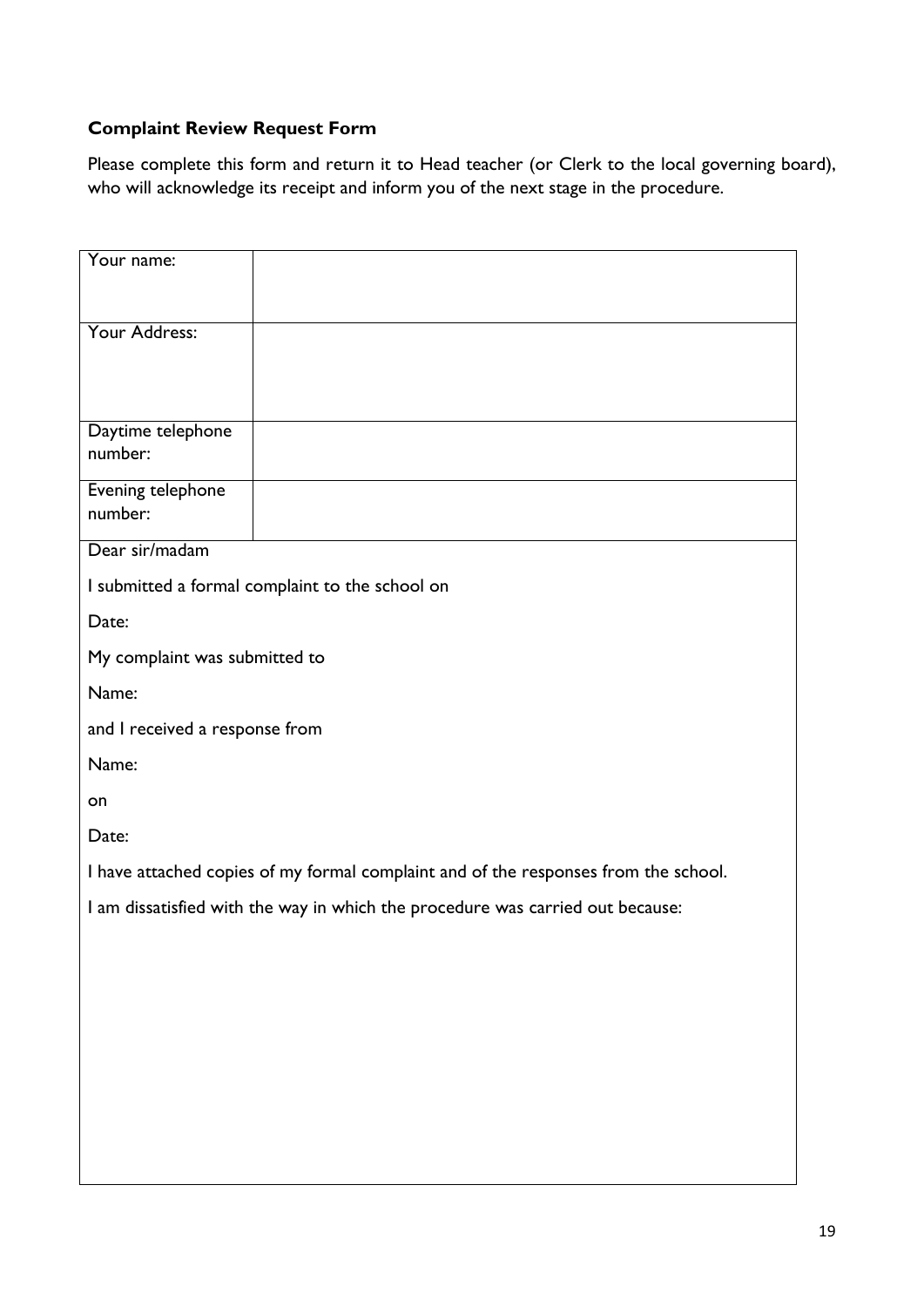**Complaint Review Request Form**

Please complete this form and return it to Head teacher (or Clerk to the local governing board), who will acknowledge its receipt and inform you of the next stage in the procedure.

| | |
|---|---|
| Your name: | |
| Your Address: | |
| Daytime telephone number: | |
| Evening telephone number: | |

Dear sir/madam

I submitted a formal complaint to the school on

Date:

My complaint was submitted to

Name:

and I received a response from

Name:

on

Date:

I have attached copies of my formal complaint and of the responses from the school.

I am dissatisfied with the way in which the procedure was carried out because: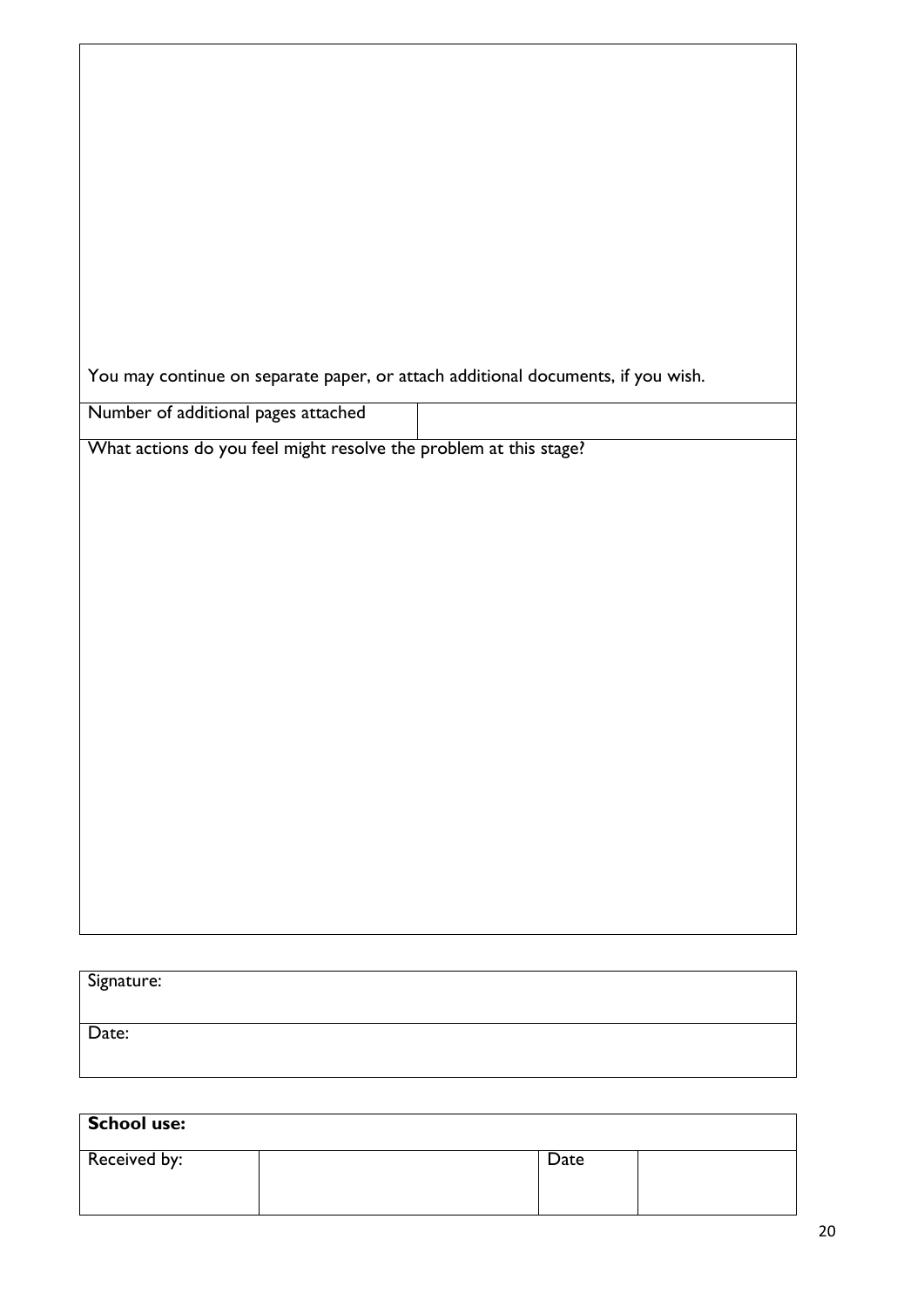You may continue on separate paper, or attach additional documents, if you wish.

| | |
|---|---|
| Number of additional pages attached | |

What actions do you feel might resolve the problem at this stage?

| |
|---|
| Signature: |
| Date: |

| **School use:** | | | |
|---|---|---|---|
| Received by: | | Date | |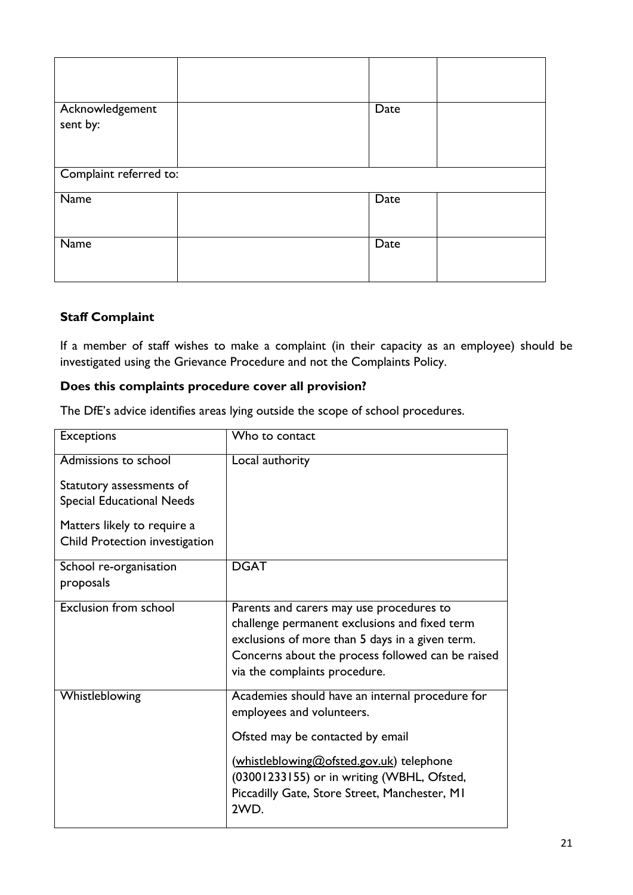| | | | |
|---|---|---|---|
| | | | |
| Acknowledgement sent by: | | Date | |
| Complaint referred to: | | | |
| Name | | Date | |
| Name | | Date | |

**Staff Complaint**

If a member of staff wishes to make a complaint (in their capacity as an employee) should be investigated using the Grievance Procedure and not the Complaints Policy.

**Does this complaints procedure cover all provision?**

The DfE's advice identifies areas lying outside the scope of school procedures.

| Exceptions | Who to contact |
|---|---|
| Admissions to school<br><br>Statutory assessments of Special Educational Needs<br><br>Matters likely to require a Child Protection investigation | Local authority |
| School re-organisation proposals | DGAT |
| Exclusion from school | Parents and carers may use procedures to challenge permanent exclusions and fixed term exclusions of more than 5 days in a given term. Concerns about the process followed can be raised via the complaints procedure. |
| Whistleblowing | Academies should have an internal procedure for employees and volunteers.<br><br>Ofsted may be contacted by email<br><br>(whistleblowing@ofsted.gov.uk) telephone (03001233155) or in writing (WBHL, Ofsted, Piccadilly Gate, Store Street, Manchester, M1 2WD. |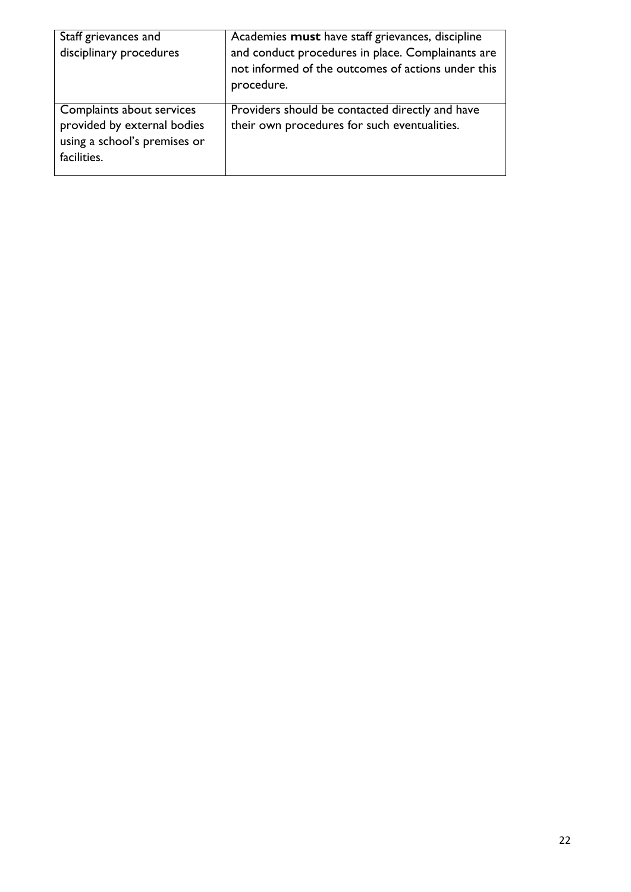| | |
|---|---|
| Staff grievances and disciplinary procedures | Academies **must** have staff grievances, discipline and conduct procedures in place. Complainants are not informed of the outcomes of actions under this procedure. |
| Complaints about services provided by external bodies using a school's premises or facilities. | Providers should be contacted directly and have their own procedures for such eventualities. |